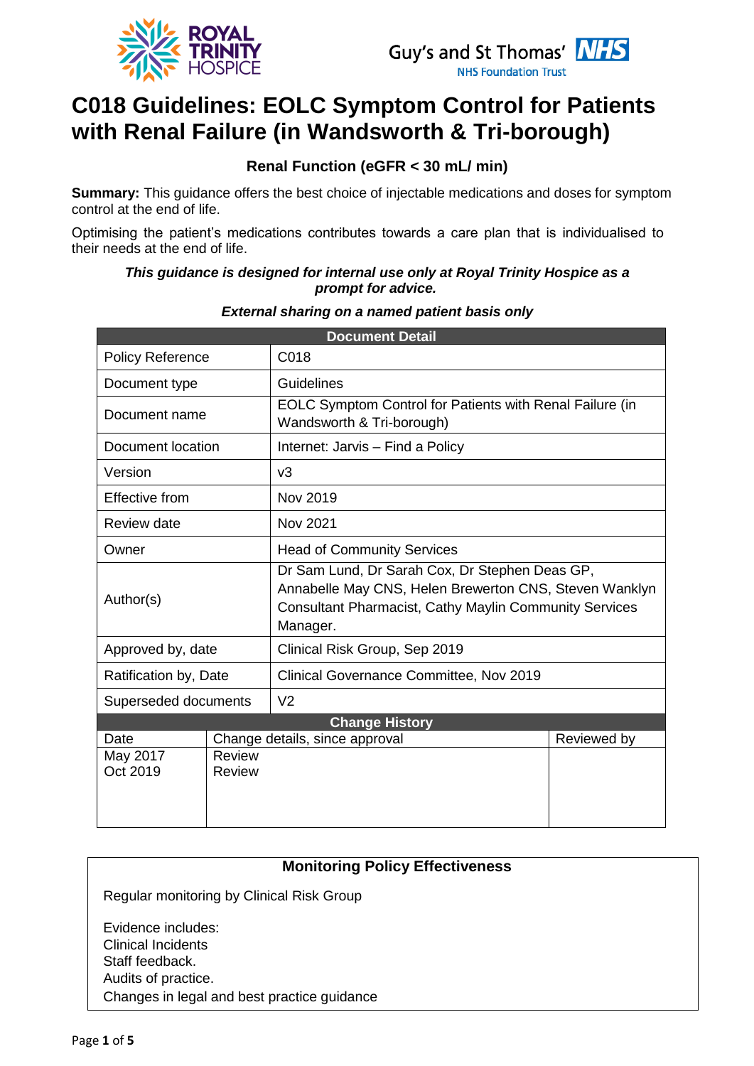# C018 Guidelines: EOLC Symptom Control for Patients with Renal Failure (in Wandsworth & Tri-borough)

**Renal Function (eGFR < 30 mL/ min)**

**Summary:** This guidance offers the best choice of injectable medications and doses for symptom control at the end of life.

Optimising the patient's medications contributes towards a care plan that is individualised to their needs at the end of life.

***This guidance is designed for internal use only at Royal Trinity Hospice as a prompt for advice.***

***External sharing on a named patient basis only***

| **Document Detail** | |
|---|---|
| Policy Reference | C018 |
| Document type | Guidelines |
| Document name | EOLC Symptom Control for Patients with Renal Failure (in Wandsworth & Tri-borough) |
| Document location | Internet: Jarvis – Find a Policy |
| Version | v3 |
| Effective from | Nov 2019 |
| Review date | Nov 2021 |
| Owner | Head of Community Services |
| Author(s) | Dr Sam Lund, Dr Sarah Cox, Dr Stephen Deas GP, Annabelle May CNS, Helen Brewerton CNS, Steven Wanklyn Consultant Pharmacist, Cathy Maylin Community Services Manager. |
| Approved by, date | Clinical Risk Group, Sep 2019 |
| Ratification by, Date | Clinical Governance Committee, Nov 2019 |
| Superseded documents | V2 |

| **Change History** | | |
|---|---|---|
| Date | Change details, since approval | Reviewed by |
| May 2017<br>Oct 2019 | Review<br>Review | |

**Monitoring Policy Effectiveness**

Regular monitoring by Clinical Risk Group

Evidence includes:
Clinical Incidents
Staff feedback.
Audits of practice.
Changes in legal and best practice guidance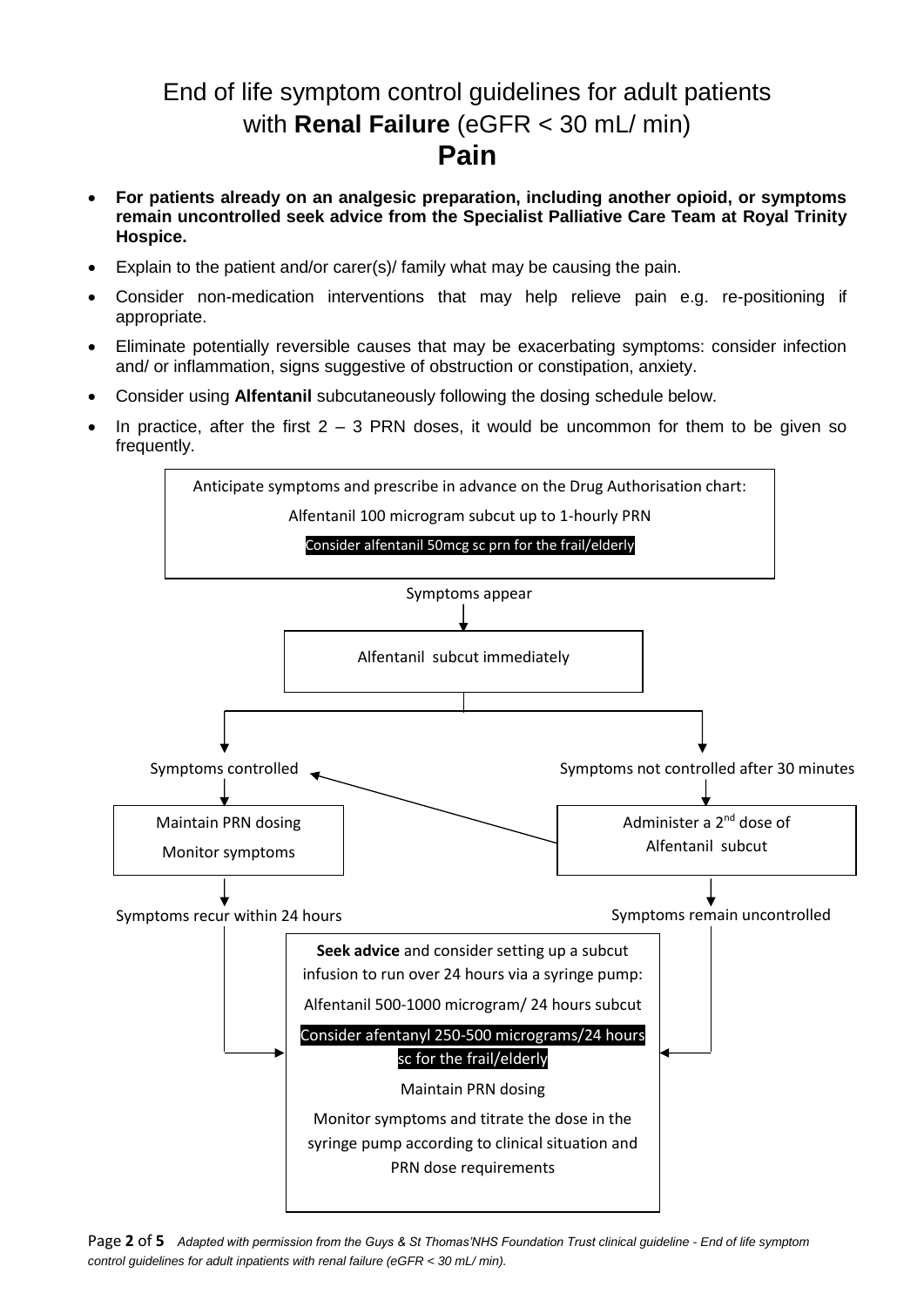# End of life symptom control guidelines for adult patients with **Renal Failure** (eGFR < 30 mL/ min)

## Pain

- **For patients already on an analgesic preparation, including another opioid, or symptoms remain uncontrolled seek advice from the Specialist Palliative Care Team at Royal Trinity Hospice.**
- Explain to the patient and/or carer(s)/ family what may be causing the pain.
- Consider non-medication interventions that may help relieve pain e.g. re-positioning if appropriate.
- Eliminate potentially reversible causes that may be exacerbating symptoms: consider infection and/ or inflammation, signs suggestive of obstruction or constipation, anxiety.
- Consider using **Alfentanil** subcutaneously following the dosing schedule below.
- In practice, after the first 2 – 3 PRN doses, it would be uncommon for them to be given so frequently.

Anticipate symptoms and prescribe in advance on the Drug Authorisation chart:

Alfentanil 100 microgram subcut up to 1-hourly PRN

Consider alfentanil 50mcg sc prn for the frail/elderly

↓ Symptoms appear

Alfentanil subcut immediately

**Symptoms controlled**
- Maintain PRN dosing
- Monitor symptoms
- Symptoms recur within 24 hours → see below

**Symptoms not controlled after 30 minutes**
- Administer a 2nd dose of Alfentanil subcut
- If symptoms controlled → Symptoms controlled (above)
- Symptoms remain uncontrolled → see below

**Seek advice** and consider setting up a subcut infusion to run over 24 hours via a syringe pump:

Alfentanil 500-1000 microgram/ 24 hours subcut

Consider afentanyl 250-500 micrograms/24 hours sc for the frail/elderly

Maintain PRN dosing

Monitor symptoms and titrate the dose in the syringe pump according to clinical situation and PRN dose requirements

*Adapted with permission from the Guys & St Thomas'NHS Foundation Trust clinical guideline - End of life symptom control guidelines for adult inpatients with renal failure (eGFR < 30 mL/ min).*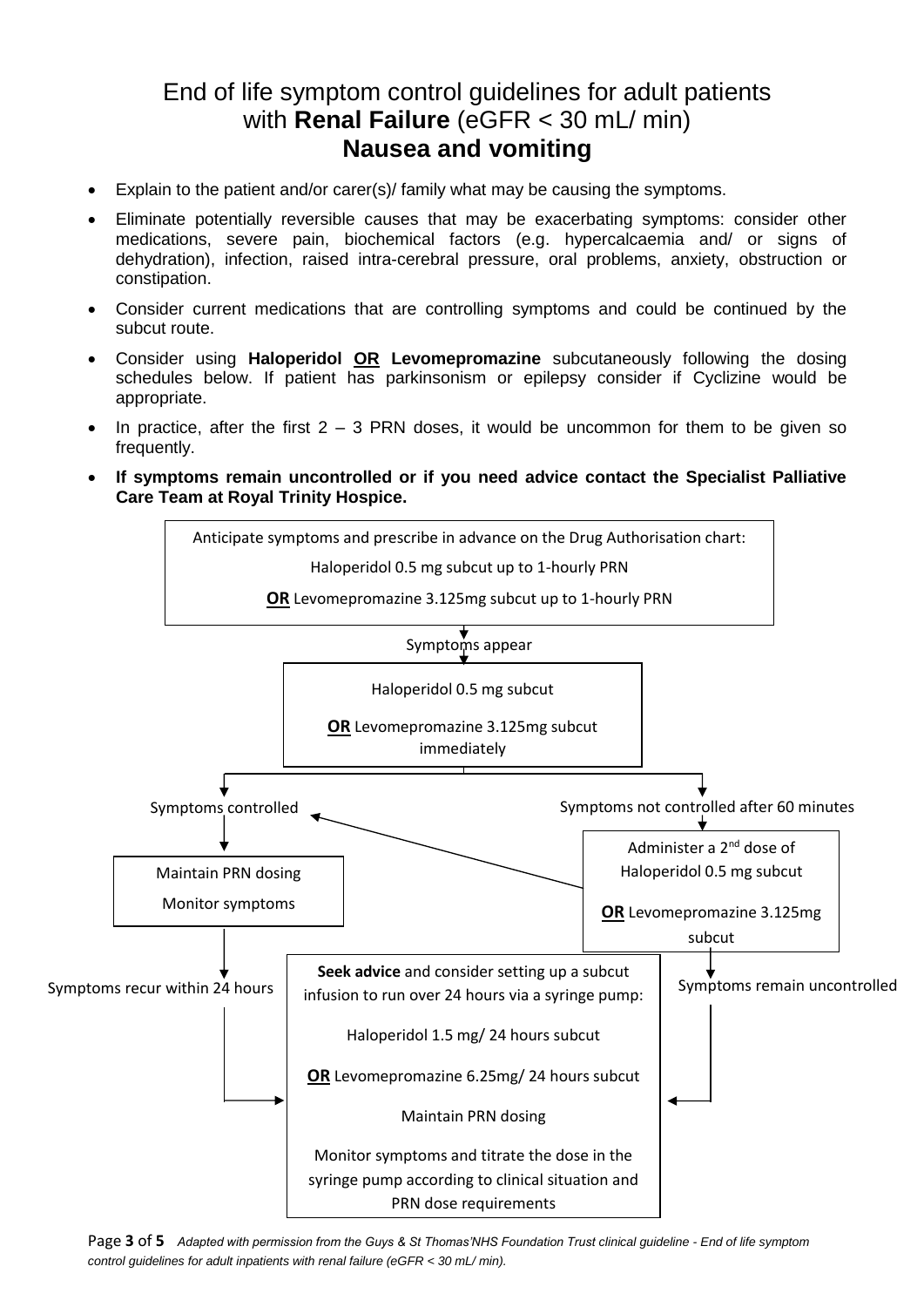# End of life symptom control guidelines for adult patients with **Renal Failure** (eGFR < 30 mL/ min)

## Nausea and vomiting

- Explain to the patient and/or carer(s)/ family what may be causing the symptoms.
- Eliminate potentially reversible causes that may be exacerbating symptoms: consider other medications, severe pain, biochemical factors (e.g. hypercalcaemia and/ or signs of dehydration), infection, raised intra-cerebral pressure, oral problems, anxiety, obstruction or constipation.
- Consider current medications that are controlling symptoms and could be continued by the subcut route.
- Consider using **Haloperidol OR Levomepromazine** subcutaneously following the dosing schedules below. If patient has parkinsonism or epilepsy consider if Cyclizine would be appropriate.
- In practice, after the first 2 – 3 PRN doses, it would be uncommon for them to be given so frequently.
- **If symptoms remain uncontrolled or if you need advice contact the Specialist Palliative Care Team at Royal Trinity Hospice.**

Anticipate symptoms and prescribe in advance on the Drug Authorisation chart:

Haloperidol 0.5 mg subcut up to 1-hourly PRN

**OR** Levomepromazine 3.125mg subcut up to 1-hourly PRN

↓ Symptoms appear

Haloperidol 0.5 mg subcut

**OR** Levomepromazine 3.125mg subcut immediately

↓

- **Symptoms controlled**
  - Maintain PRN dosing
  - Monitor symptoms
  - ↓ Symptoms recur within 24 hours → go to syringe pump box below
- **Symptoms not controlled after 60 minutes**
  - Administer a 2nd dose of Haloperidol 0.5 mg subcut **OR** Levomepromazine 3.125mg subcut
  - If symptoms controlled → go to "Symptoms controlled"
  - ↓ Symptoms remain uncontrolled → go to syringe pump box below

**Seek advice** and consider setting up a subcut infusion to run over 24 hours via a syringe pump:

Haloperidol 1.5 mg/ 24 hours subcut

**OR** Levomepromazine 6.25mg/ 24 hours subcut

Maintain PRN dosing

Monitor symptoms and titrate the dose in the syringe pump according to clinical situation and PRN dose requirements

*Adapted with permission from the Guys & St Thomas'NHS Foundation Trust clinical guideline - End of life symptom control guidelines for adult inpatients with renal failure (eGFR < 30 mL/ min).*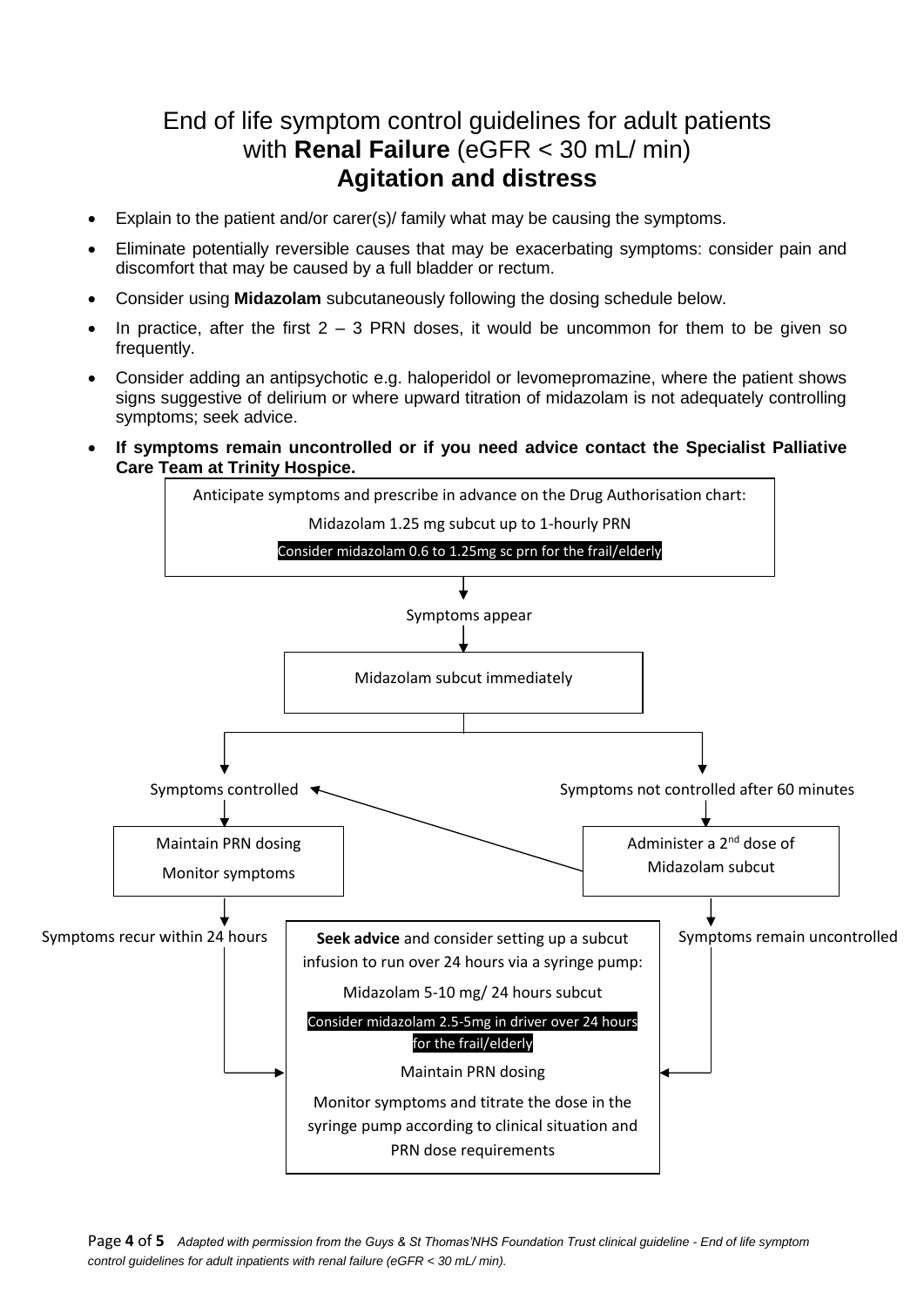# End of life symptom control guidelines for adult patients with **Renal Failure** (eGFR < 30 mL/ min)

## Agitation and distress

- Explain to the patient and/or carer(s)/ family what may be causing the symptoms.
- Eliminate potentially reversible causes that may be exacerbating symptoms: consider pain and discomfort that may be caused by a full bladder or rectum.
- Consider using **Midazolam** subcutaneously following the dosing schedule below.
- In practice, after the first 2 – 3 PRN doses, it would be uncommon for them to be given so frequently.
- Consider adding an antipsychotic e.g. haloperidol or levomepromazine, where the patient shows signs suggestive of delirium or where upward titration of midazolam is not adequately controlling symptoms; seek advice.
- **If symptoms remain uncontrolled or if you need advice contact the Specialist Palliative Care Team at Trinity Hospice.**

Anticipate symptoms and prescribe in advance on the Drug Authorisation chart:

Midazolam 1.25 mg subcut up to 1-hourly PRN

Consider midazolam 0.6 to 1.25mg sc prn for the frail/elderly

↓

Symptoms appear

↓

Midazolam subcut immediately

↓

- **Symptoms controlled**
  - ↓ Maintain PRN dosing; Monitor symptoms
  - ↓ Symptoms recur within 24 hours → (see box below)
- **Symptoms not controlled after 60 minutes**
  - ↓ Administer a 2nd dose of Midazolam subcut
  - → if symptoms controlled: Symptoms controlled
  - ↓ Symptoms remain uncontrolled → (see box below)

**Seek advice** and consider setting up a subcut infusion to run over 24 hours via a syringe pump:

Midazolam 5-10 mg/ 24 hours subcut

Consider midazolam 2.5-5mg in driver over 24 hours for the frail/elderly

Maintain PRN dosing

Monitor symptoms and titrate the dose in the syringe pump according to clinical situation and PRN dose requirements

*Adapted with permission from the Guys & St Thomas'NHS Foundation Trust clinical guideline - End of life symptom control guidelines for adult inpatients with renal failure (eGFR < 30 mL/ min).*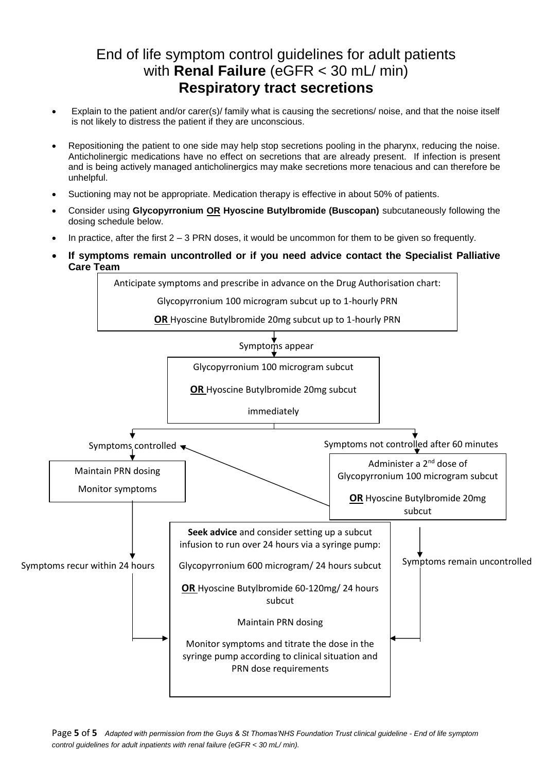# End of life symptom control guidelines for adult patients with **Renal Failure** (eGFR < 30 mL/ min)

## Respiratory tract secretions

- Explain to the patient and/or carer(s)/ family what is causing the secretions/ noise, and that the noise itself is not likely to distress the patient if they are unconscious.
- Repositioning the patient to one side may help stop secretions pooling in the pharynx, reducing the noise. Anticholinergic medications have no effect on secretions that are already present. If infection is present and is being actively managed anticholinergics may make secretions more tenacious and can therefore be unhelpful.
- Suctioning may not be appropriate. Medication therapy is effective in about 50% of patients.
- Consider using **Glycopyrronium OR Hyoscine Butylbromide (Buscopan)** subcutaneously following the dosing schedule below.
- In practice, after the first 2 – 3 PRN doses, it would be uncommon for them to be given so frequently.
- **If symptoms remain uncontrolled or if you need advice contact the Specialist Palliative Care Team**

Anticipate symptoms and prescribe in advance on the Drug Authorisation chart:

Glycopyrronium 100 microgram subcut up to 1-hourly PRN

**OR** Hyoscine Butylbromide 20mg subcut up to 1-hourly PRN

Symptoms appear

Glycopyrronium 100 microgram subcut

**OR** Hyoscine Butylbromide 20mg subcut

immediately

Symptoms controlled

Maintain PRN dosing

Monitor symptoms

Symptoms not controlled after 60 minutes

Administer a 2nd dose of Glycopyrronium 100 microgram subcut

**OR** Hyoscine Butylbromide 20mg subcut

Symptoms recur within 24 hours

Symptoms remain uncontrolled

**Seek advice** and consider setting up a subcut infusion to run over 24 hours via a syringe pump:

Glycopyrronium 600 microgram/ 24 hours subcut

**OR** Hyoscine Butylbromide 60-120mg/ 24 hours subcut

Maintain PRN dosing

Monitor symptoms and titrate the dose in the syringe pump according to clinical situation and PRN dose requirements

*Adapted with permission from the Guys & St Thomas'NHS Foundation Trust clinical guideline - End of life symptom control guidelines for adult inpatients with renal failure (eGFR < 30 mL/ min).*